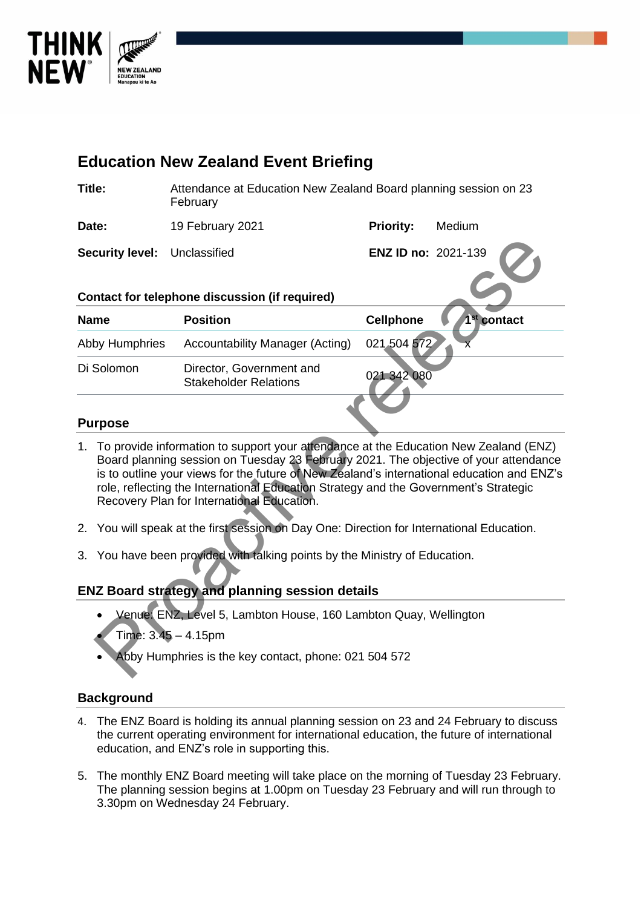# Education New Zealand Event Briefing

| | | | |
|---|---|---|---|
| **Title:** | Attendance at Education New Zealand Board planning session on 23 February | | |
| **Date:** | 19 February 2021 | **Priority:** | Medium |
| **Security level:** | Unclassified | **ENZ ID no:** | 2021-139 |

## Contact for telephone discussion (if required)

| Name | Position | Cellphone | 1st contact |
|---|---|---|---|
| Abby Humphries | Accountability Manager (Acting) | 021 504 572 | x |
| Di Solomon | Director, Government and Stakeholder Relations | 021 342 080 | |

## Purpose

1. To provide information to support your attendance at the Education New Zealand (ENZ) Board planning session on Tuesday 23 February 2021. The objective of your attendance is to outline your views for the future of New Zealand's international education and ENZ's role, reflecting the International Education Strategy and the Government's Strategic Recovery Plan for International Education.

2. You will speak at the first session on Day One: Direction for International Education.

3. You have been provided with talking points by the Ministry of Education.

## ENZ Board strategy and planning session details

- Venue: ENZ, Level 5, Lambton House, 160 Lambton Quay, Wellington
- Time: 3.45 – 4.15pm
- Abby Humphries is the key contact, phone: 021 504 572

## Background

4. The ENZ Board is holding its annual planning session on 23 and 24 February to discuss the current operating environment for international education, the future of international education, and ENZ's role in supporting this.

5. The monthly ENZ Board meeting will take place on the morning of Tuesday 23 February. The planning session begins at 1.00pm on Tuesday 23 February and will run through to 3.30pm on Wednesday 24 February.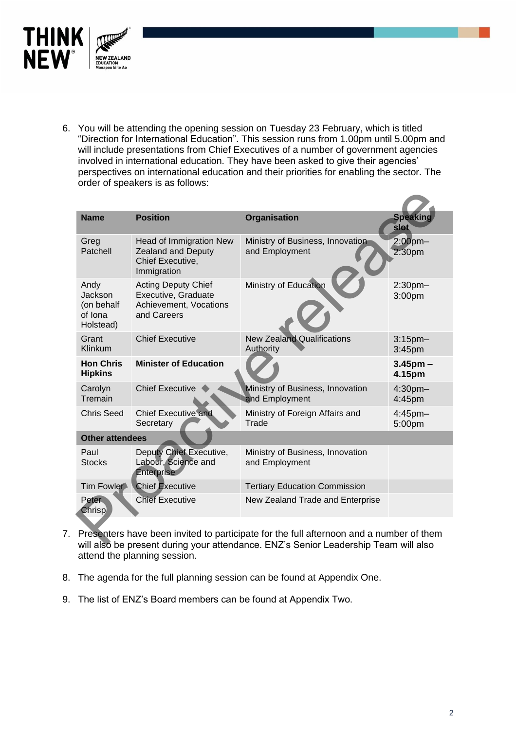6. You will be attending the opening session on Tuesday 23 February, which is titled "Direction for International Education". This session runs from 1.00pm until 5.00pm and will include presentations from Chief Executives of a number of government agencies involved in international education. They have been asked to give their agencies' perspectives on international education and their priorities for enabling the sector. The order of speakers is as follows:

| Name | Position | Organisation | Speaking slot |
|---|---|---|---|
| Greg Patchell | Head of Immigration New Zealand and Deputy Chief Executive, Immigration | Ministry of Business, Innovation and Employment | 2:00pm–2:30pm |
| Andy Jackson (on behalf of Iona Holstead) | Acting Deputy Chief Executive, Graduate Achievement, Vocations and Careers | Ministry of Education | 2:30pm–3:00pm |
| Grant Klinkum | Chief Executive | New Zealand Qualifications Authority | 3:15pm–3:45pm |
| **Hon Chris Hipkins** | **Minister of Education** | | **3.45pm – 4.15pm** |
| Carolyn Tremain | Chief Executive | Ministry of Business, Innovation and Employment | 4:30pm–4:45pm |
| Chris Seed | Chief Executive and Secretary | Ministry of Foreign Affairs and Trade | 4:45pm–5:00pm |
| **Other attendees** | | | |
| Paul Stocks | Deputy Chief Executive, Labour, Science and Enterprise | Ministry of Business, Innovation and Employment | |
| Tim Fowler | Chief Executive | Tertiary Education Commission | |
| Peter Chrisp | Chief Executive | New Zealand Trade and Enterprise | |

7. Presenters have been invited to participate for the full afternoon and a number of them will also be present during your attendance. ENZ's Senior Leadership Team will also attend the planning session.

8. The agenda for the full planning session can be found at Appendix One.

9. The list of ENZ's Board members can be found at Appendix Two.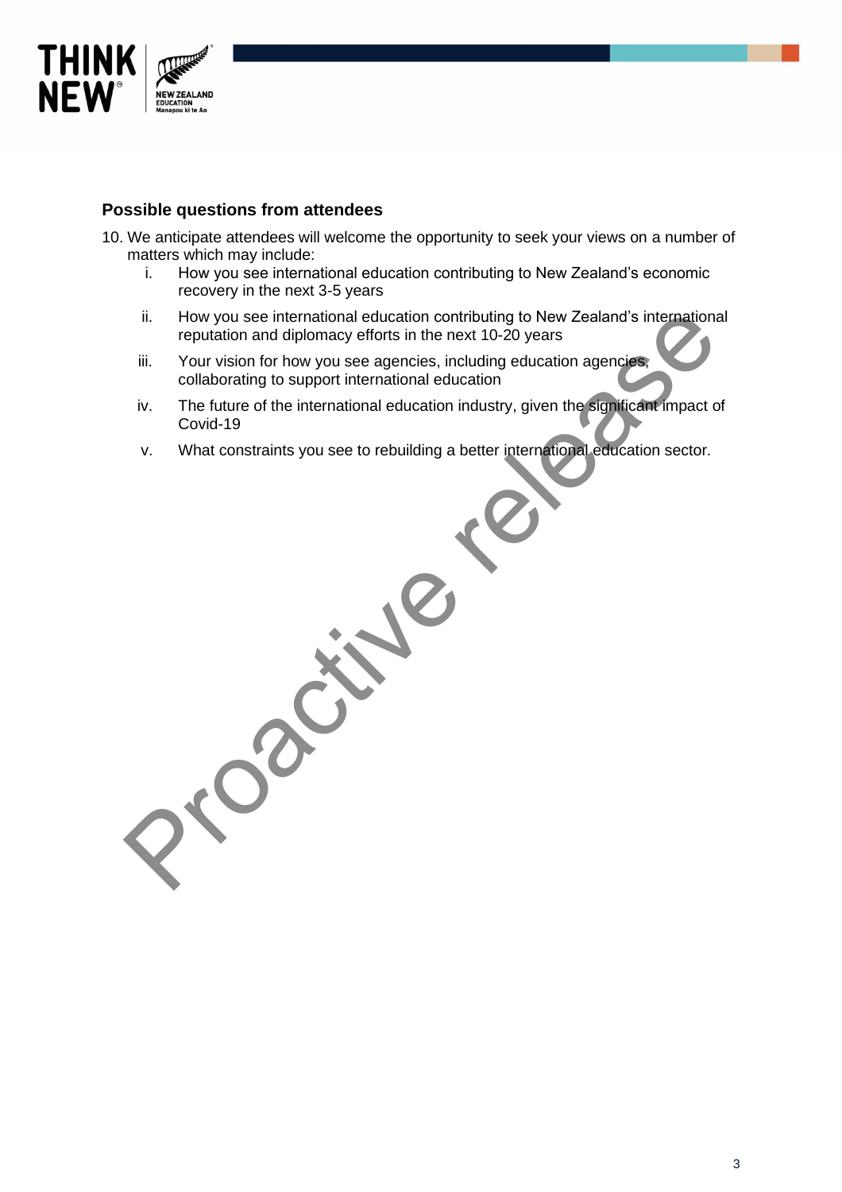### Possible questions from attendees

10. We anticipate attendees will welcome the opportunity to seek your views on a number of matters which may include:
    i. How you see international education contributing to New Zealand's economic recovery in the next 3-5 years
    ii. How you see international education contributing to New Zealand's international reputation and diplomacy efforts in the next 10-20 years
    iii. Your vision for how you see agencies, including education agencies, collaborating to support international education
    iv. The future of the international education industry, given the significant impact of Covid-19
    v. What constraints you see to rebuilding a better international education sector.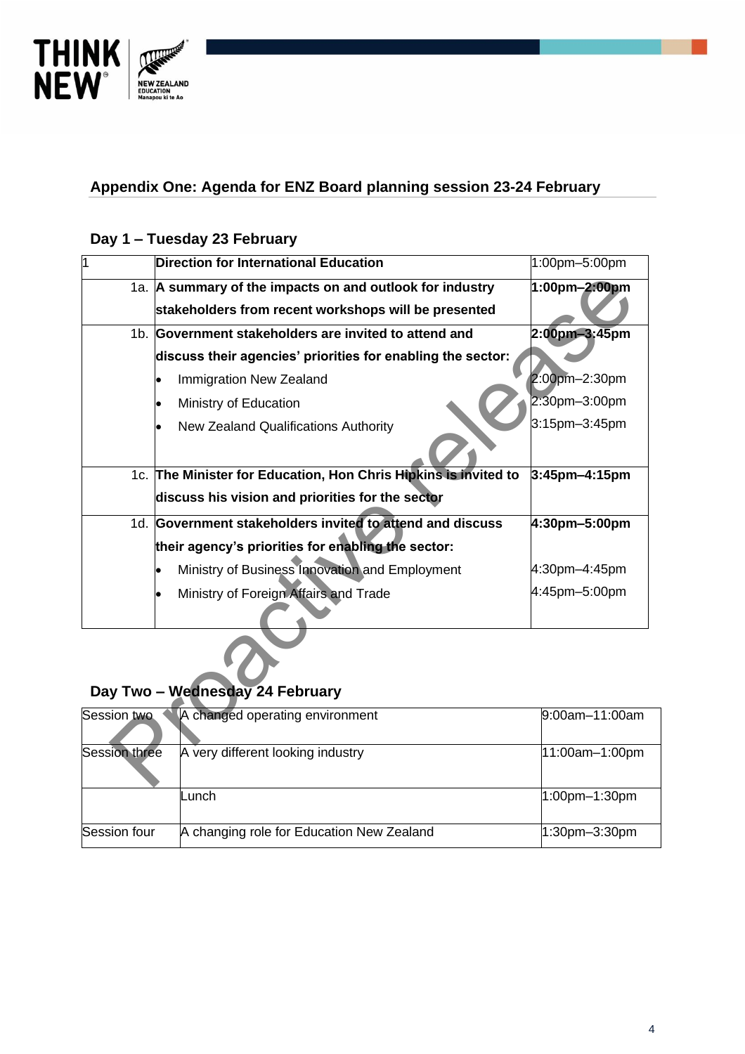## Appendix One: Agenda for ENZ Board planning session 23-24 February

### Day 1 – Tuesday 23 February

| 1 | **Direction for International Education** | 1:00pm–5:00pm |
|---|---|---|
| 1a. | **A summary of the impacts on and outlook for industry stakeholders from recent workshops will be presented** | **1:00pm–2:00pm** |
| 1b. | **Government stakeholders are invited to attend and discuss their agencies' priorities for enabling the sector:**<br>• Immigration New Zealand<br>• Ministry of Education<br>• New Zealand Qualifications Authority | **2:00pm–3:45pm**<br>2:00pm–2:30pm<br>2:30pm–3:00pm<br>3:15pm–3:45pm |
| 1c. | **The Minister for Education, Hon Chris Hipkins is invited to discuss his vision and priorities for the sector** | **3:45pm–4:15pm** |
| 1d. | **Government stakeholders invited to attend and discuss their agency's priorities for enabling the sector:**<br>• Ministry of Business Innovation and Employment<br>• Ministry of Foreign Affairs and Trade | **4:30pm–5:00pm**<br>4:30pm–4:45pm<br>4:45pm–5:00pm |

### Day Two – Wednesday 24 February

| Session two | A changed operating environment | 9:00am–11:00am |
|---|---|---|
| Session three | A very different looking industry | 11:00am–1:00pm |
| | Lunch | 1:00pm–1:30pm |
| Session four | A changing role for Education New Zealand | 1:30pm–3:30pm |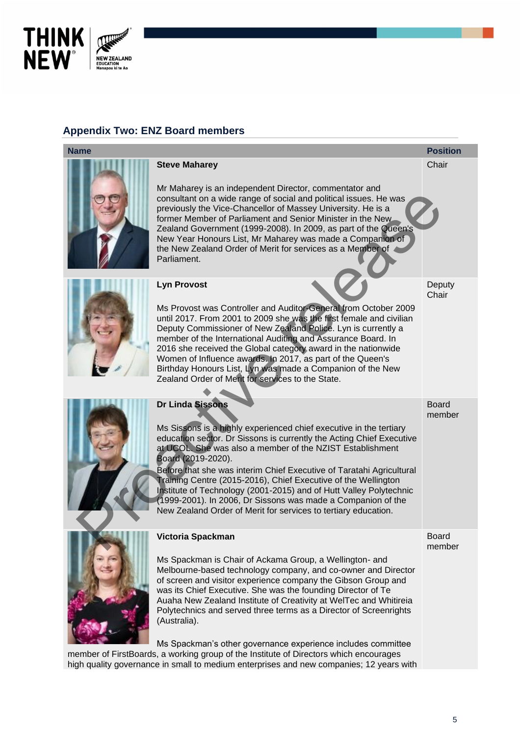## Appendix Two: ENZ Board members

| Name | Position |
|---|---|
| **Steve Maharey**<br><br>Mr Maharey is an independent Director, commentator and consultant on a wide range of social and political issues. He was previously the Vice-Chancellor of Massey University. He is a former Member of Parliament and Senior Minister in the New Zealand Government (1999-2008). In 2009, as part of the Queen's New Year Honours List, Mr Maharey was made a Companion of the New Zealand Order of Merit for services as a Member of Parliament. | Chair |
| **Lyn Provost**<br><br>Ms Provost was Controller and Auditor-General from October 2009 until 2017. From 2001 to 2009 she was the first female and civilian Deputy Commissioner of New Zealand Police. Lyn is currently a member of the International Auditing and Assurance Board. In 2016 she received the Global category award in the nationwide Women of Influence awards. In 2017, as part of the Queen's Birthday Honours List, Lyn was made a Companion of the New Zealand Order of Merit for services to the State. | Deputy Chair |
| **Dr Linda Sissons**<br><br>Ms Sissons is a highly experienced chief executive in the tertiary education sector. Dr Sissons is currently the Acting Chief Executive at UCOL. She was also a member of the NZIST Establishment Board (2019-2020).<br>Before that she was interim Chief Executive of Taratahi Agricultural Training Centre (2015-2016), Chief Executive of the Wellington Institute of Technology (2001-2015) and of Hutt Valley Polytechnic (1999-2001). In 2006, Dr Sissons was made a Companion of the New Zealand Order of Merit for services to tertiary education. | Board member |
| **Victoria Spackman**<br><br>Ms Spackman is Chair of Ackama Group, a Wellington- and Melbourne-based technology company, and co-owner and Director of screen and visitor experience company the Gibson Group and was its Chief Executive. She was the founding Director of Te Auaha New Zealand Institute of Creativity at WelTec and Whitireia Polytechnics and served three terms as a Director of Screenrights (Australia).<br><br>Ms Spackman's other governance experience includes committee member of FirstBoards, a working group of the Institute of Directors which encourages high quality governance in small to medium enterprises and new companies; 12 years with | Board member |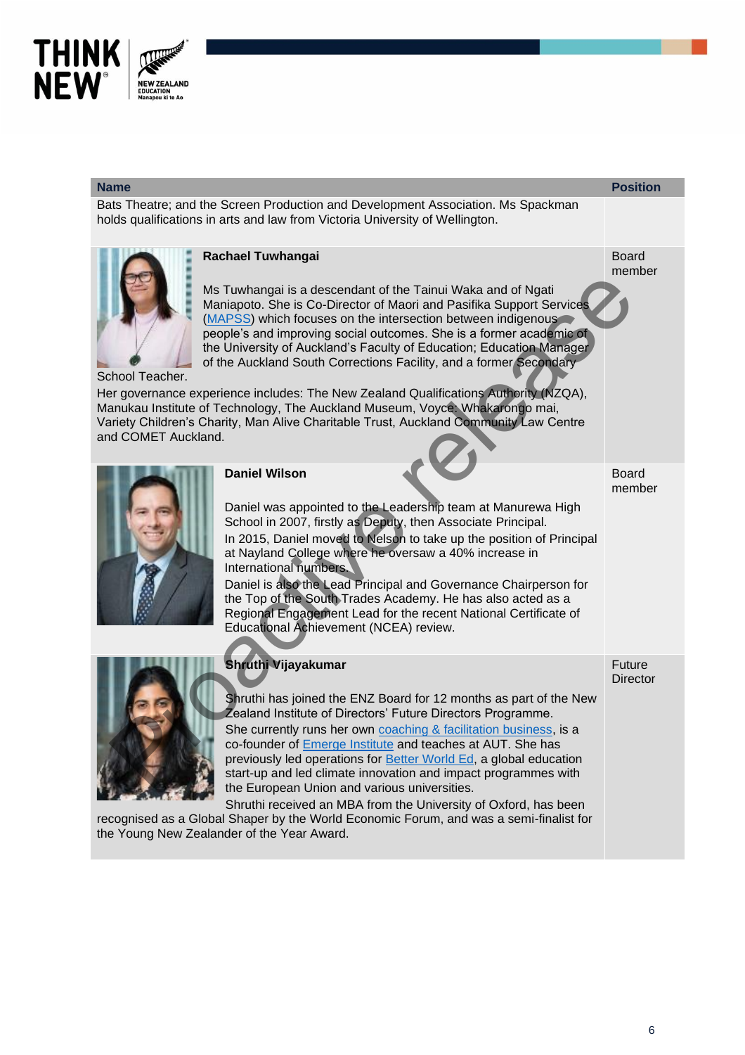| Name | Position |
|---|---|
| Bats Theatre; and the Screen Production and Development Association. Ms Spackman holds qualifications in arts and law from Victoria University of Wellington. | |
| **Rachael Tuwhangai**<br><br>Ms Tuwhangai is a descendant of the Tainui Waka and of Ngati Maniapoto. She is Co-Director of Maori and Pasifika Support Services (MAPSS) which focuses on the intersection between indigenous people's and improving social outcomes. She is a former academic of the University of Auckland's Faculty of Education; Education Manager of the Auckland South Corrections Facility, and a former Secondary School Teacher.<br>Her governance experience includes: The New Zealand Qualifications Authority (NZQA), Manukau Institute of Technology, The Auckland Museum, Voyce: Whakarongo mai, Variety Children's Charity, Man Alive Charitable Trust, Auckland Community Law Centre and COMET Auckland. | Board member |
| **Daniel Wilson**<br><br>Daniel was appointed to the Leadership team at Manurewa High School in 2007, firstly as Deputy, then Associate Principal.<br>In 2015, Daniel moved to Nelson to take up the position of Principal at Nayland College where he oversaw a 40% increase in International numbers.<br>Daniel is also the Lead Principal and Governance Chairperson for the Top of the South Trades Academy. He has also acted as a Regional Engagement Lead for the recent National Certificate of Educational Achievement (NCEA) review. | Board member |
| **Shruthi Vijayakumar**<br><br>Shruthi has joined the ENZ Board for 12 months as part of the New Zealand Institute of Directors' Future Directors Programme.<br>She currently runs her own coaching & facilitation business, is a co-founder of Emerge Institute and teaches at AUT. She has previously led operations for Better World Ed, a global education start-up and led climate innovation and impact programmes with the European Union and various universities.<br>Shruthi received an MBA from the University of Oxford, has been recognised as a Global Shaper by the World Economic Forum, and was a semi-finalist for the Young New Zealander of the Year Award. | Future Director |